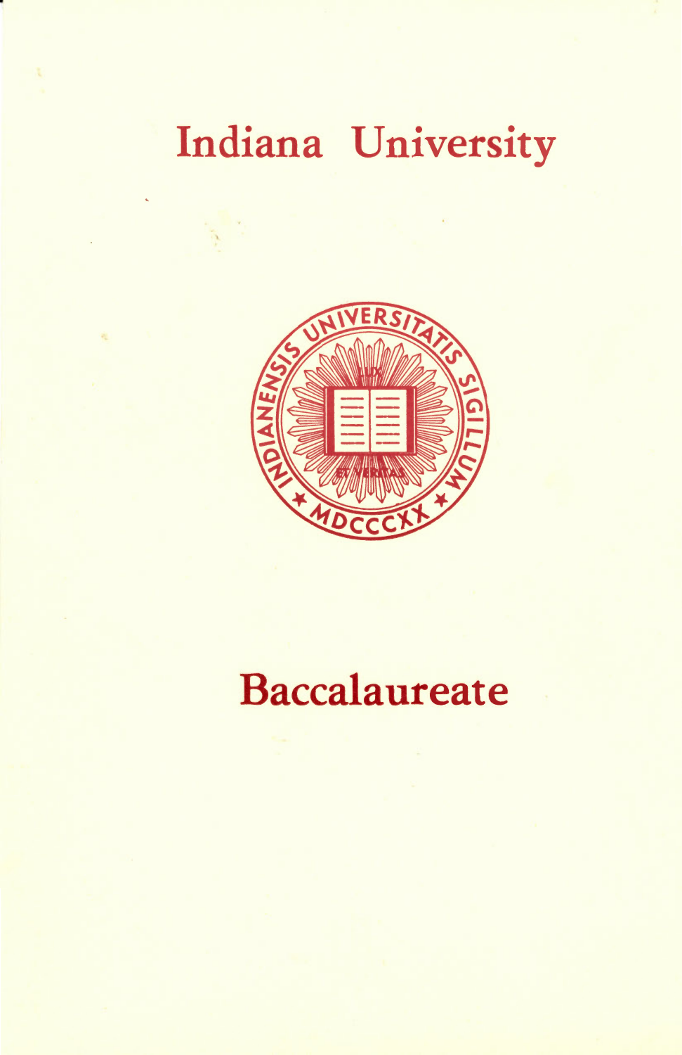# Indiana University

# Baccalaureate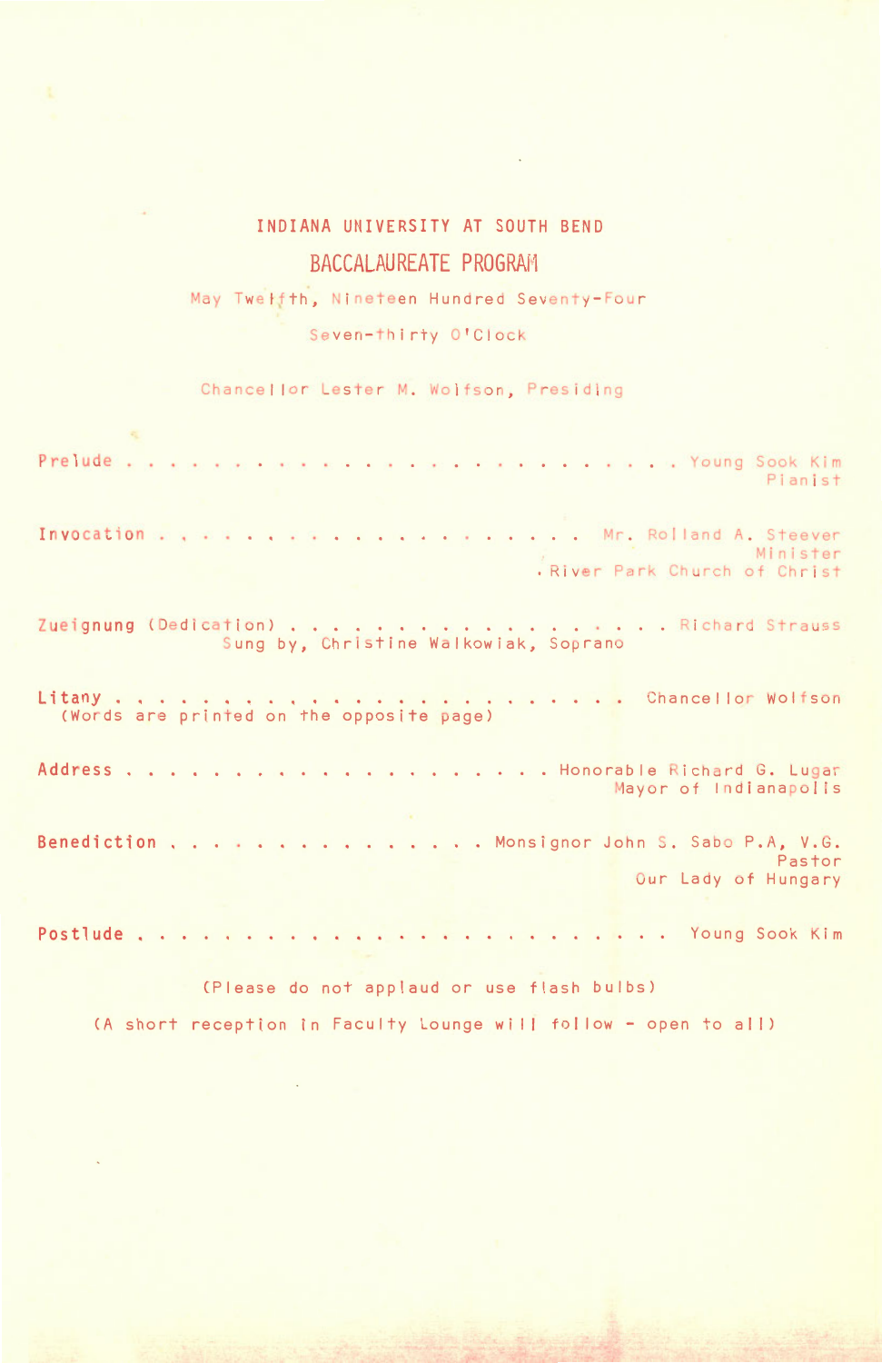# INDIANA UNIVERSITY AT SOUTH BEND

## BACCALAUREATE PROGRAM

May Twelfth, Nineteen Hundred Seventy-Four

Seven-thirty O'Clock

Chancellor Lester M. Wolfson, Presiding

Prelude . . . . . . . . . . . . . . . . . . . . . . . . . . . Young Sook Kim
Pianist

Invocation . . . . . . . . . . . . . . . . . . . . . Mr. Rolland A. Steever
Minister
River Park Church of Christ

Zueignung (Dedication) . . . . . . . . . . . . . . . . . . . Richard Strauss
Sung by, Christine Walkowiak, Soprano

Litany . . . . . . . . . . . . . . . . . . . . . . . . Chancellor Wolfson
(Words are printed on the opposite page)

Address . . . . . . . . . . . . . . . . . . . . . Honorable Richard G. Lugar
Mayor of Indianapolis

Benediction . . . . . . . . . . . . . . . Monsignor John S. Sabo P.A, V.G.
Pastor
Our Lady of Hungary

Postlude . . . . . . . . . . . . . . . . . . . . . . . . . . Young Sook Kim

(Please do not applaud or use flash bulbs)

(A short reception in Faculty Lounge will follow - open to all)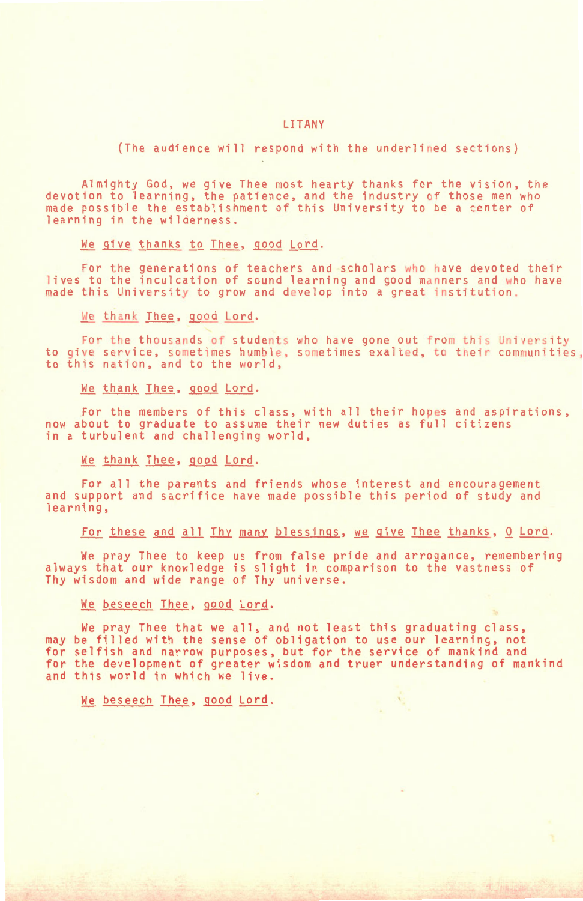# LITANY

(The audience will respond with the underlined sections)

Almighty God, we give Thee most hearty thanks for the vision, the devotion to learning, the patience, and the industry of those men who made possible the establishment of this University to be a center of learning in the wilderness.

<u>We give thanks to Thee, good Lord</u>.

For the generations of teachers and scholars who have devoted their lives to the inculcation of sound learning and good manners and who have made this University to grow and develop into a great institution.

<u>We thank Thee, good Lord</u>.

For the thousands of students who have gone out from this University to give service, sometimes humble, sometimes exalted, to their communities, to this nation, and to the world,

<u>We thank Thee, good Lord</u>.

For the members of this class, with all their hopes and aspirations, now about to graduate to assume their new duties as full citizens in a turbulent and challenging world,

<u>We thank Thee, good Lord</u>.

For all the parents and friends whose interest and encouragement and support and sacrifice have made possible this period of study and learning,

<u>For these and all Thy many blessings, we give Thee thanks, O Lord</u>.

We pray Thee to keep us from false pride and arrogance, remembering always that our knowledge is slight in comparison to the vastness of Thy wisdom and wide range of Thy universe.

<u>We beseech Thee, good Lord</u>.

We pray Thee that we all, and not least this graduating class, may be filled with the sense of obligation to use our learning, not for selfish and narrow purposes, but for the service of mankind and for the development of greater wisdom and truer understanding of mankind and this world in which we live.

<u>We beseech Thee, good Lord</u>.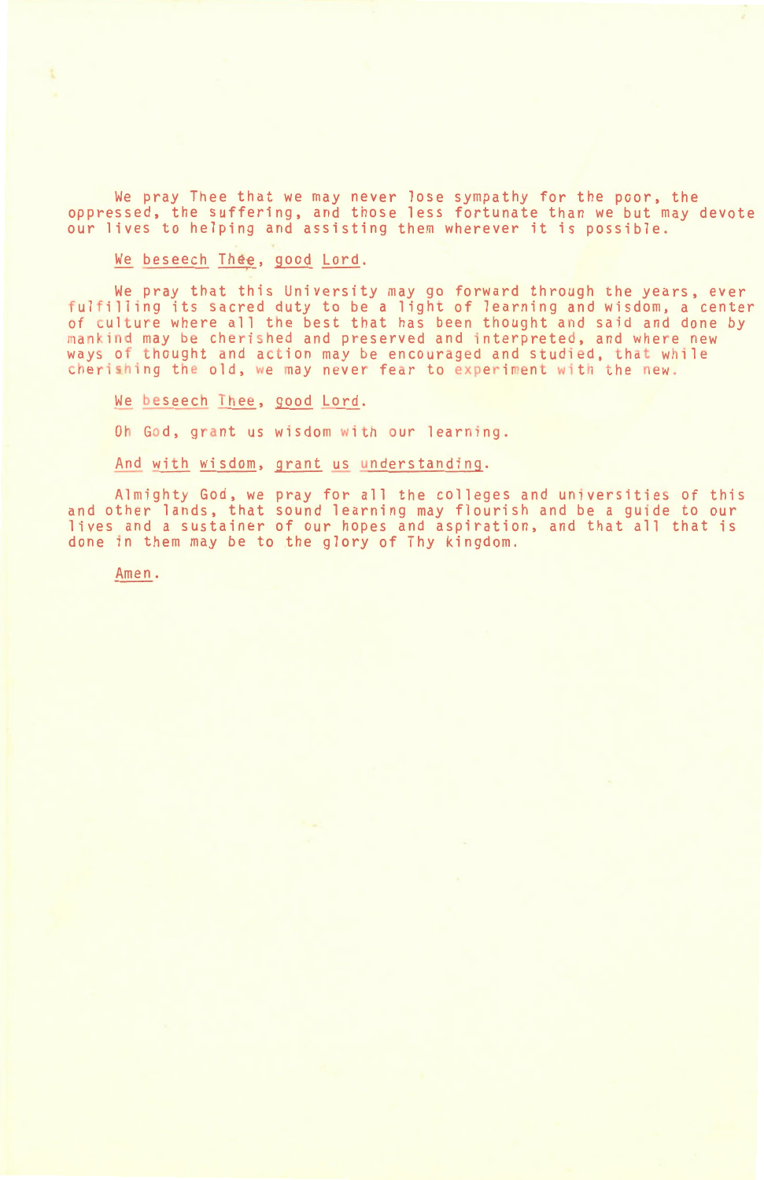We pray Thee that we may never lose sympathy for the poor, the oppressed, the suffering, and those less fortunate than we but may devote our lives to helping and assisting them wherever it is possible.

<u>We beseech Thee, good Lord.</u>

We pray that this University may go forward through the years, ever fulfilling its sacred duty to be a light of learning and wisdom, a center of culture where all the best that has been thought and said and done by mankind may be cherished and preserved and interpreted, and where new ways of thought and action may be encouraged and studied, that while cherishing the old, we may never fear to experiment with the new.

<u>We beseech Thee, good Lord.</u>

Oh God, grant us wisdom with our learning.

<u>And with wisdom, grant us understanding.</u>

Almighty God, we pray for all the colleges and universities of this and other lands, that sound learning may flourish and be a guide to our lives and a sustainer of our hopes and aspiration, and that all that is done in them may be to the glory of Thy kingdom.

<u>Amen.</u>